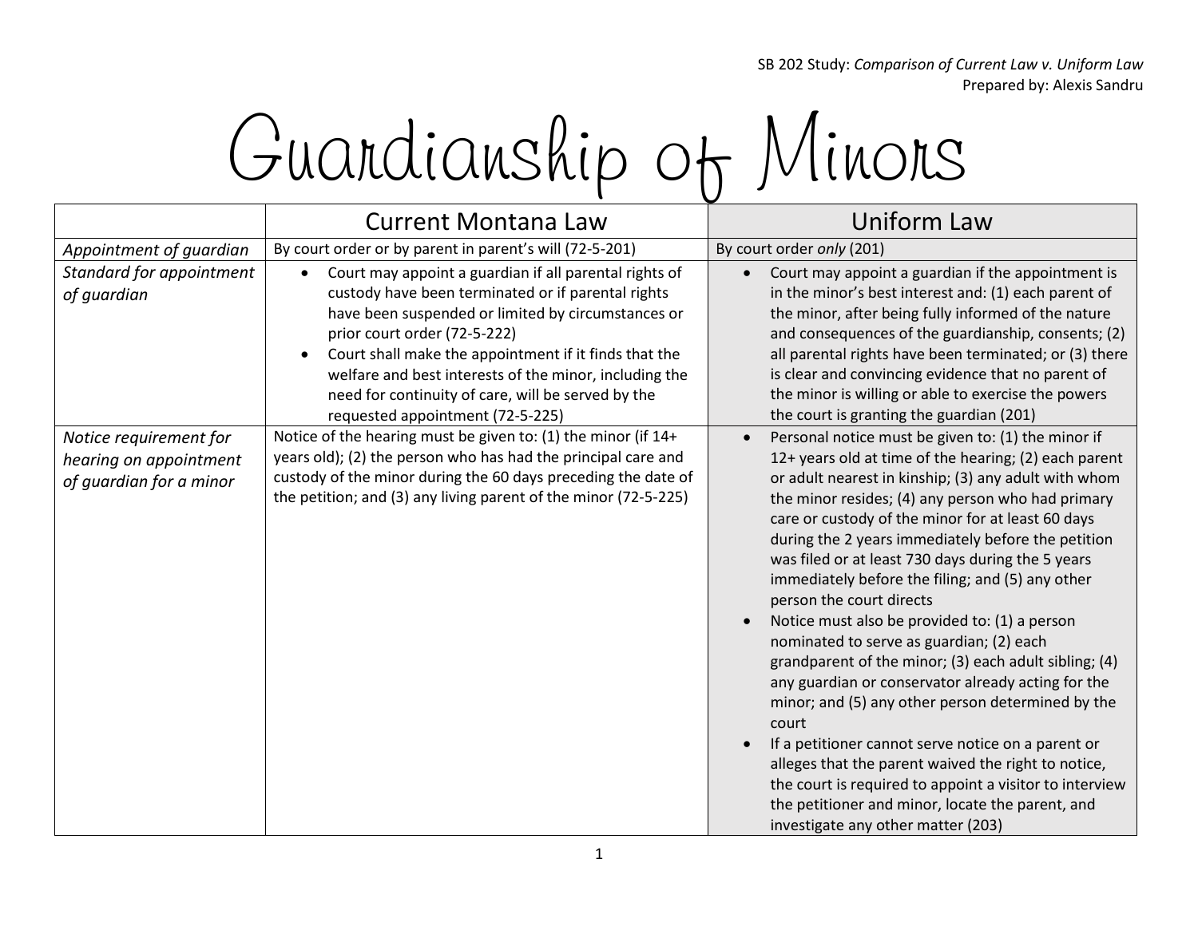SB 202 Study: *Comparison of Current Law v. Uniform Law*
Prepared by: Alexis Sandru

# Guardianship of Minors

| | Current Montana Law | Uniform Law |
|---|---|---|
| *Appointment of guardian* | By court order or by parent in parent's will (72-5-201) | By court order *only* (201) |
| *Standard for appointment of guardian* | • Court may appoint a guardian if all parental rights of custody have been terminated or if parental rights have been suspended or limited by circumstances or prior court order (72-5-222)<br>• Court shall make the appointment if it finds that the welfare and best interests of the minor, including the need for continuity of care, will be served by the requested appointment (72-5-225) | • Court may appoint a guardian if the appointment is in the minor's best interest and: (1) each parent of the minor, after being fully informed of the nature and consequences of the guardianship, consents; (2) all parental rights have been terminated; or (3) there is clear and convincing evidence that no parent of the minor is willing or able to exercise the powers the court is granting the guardian (201) |
| *Notice requirement for hearing on appointment of guardian for a minor* | Notice of the hearing must be given to: (1) the minor (if 14+ years old); (2) the person who has had the principal care and custody of the minor during the 60 days preceding the date of the petition; and (3) any living parent of the minor (72-5-225) | • Personal notice must be given to: (1) the minor if 12+ years old at time of the hearing; (2) each parent or adult nearest in kinship; (3) any adult with whom the minor resides; (4) any person who had primary care or custody of the minor for at least 60 days during the 2 years immediately before the petition was filed or at least 730 days during the 5 years immediately before the filing; and (5) any other person the court directs<br>• Notice must also be provided to: (1) a person nominated to serve as guardian; (2) each grandparent of the minor; (3) each adult sibling; (4) any guardian or conservator already acting for the minor; and (5) any other person determined by the court<br>• If a petitioner cannot serve notice on a parent or alleges that the parent waived the right to notice, the court is required to appoint a visitor to interview the petitioner and minor, locate the parent, and investigate any other matter (203) |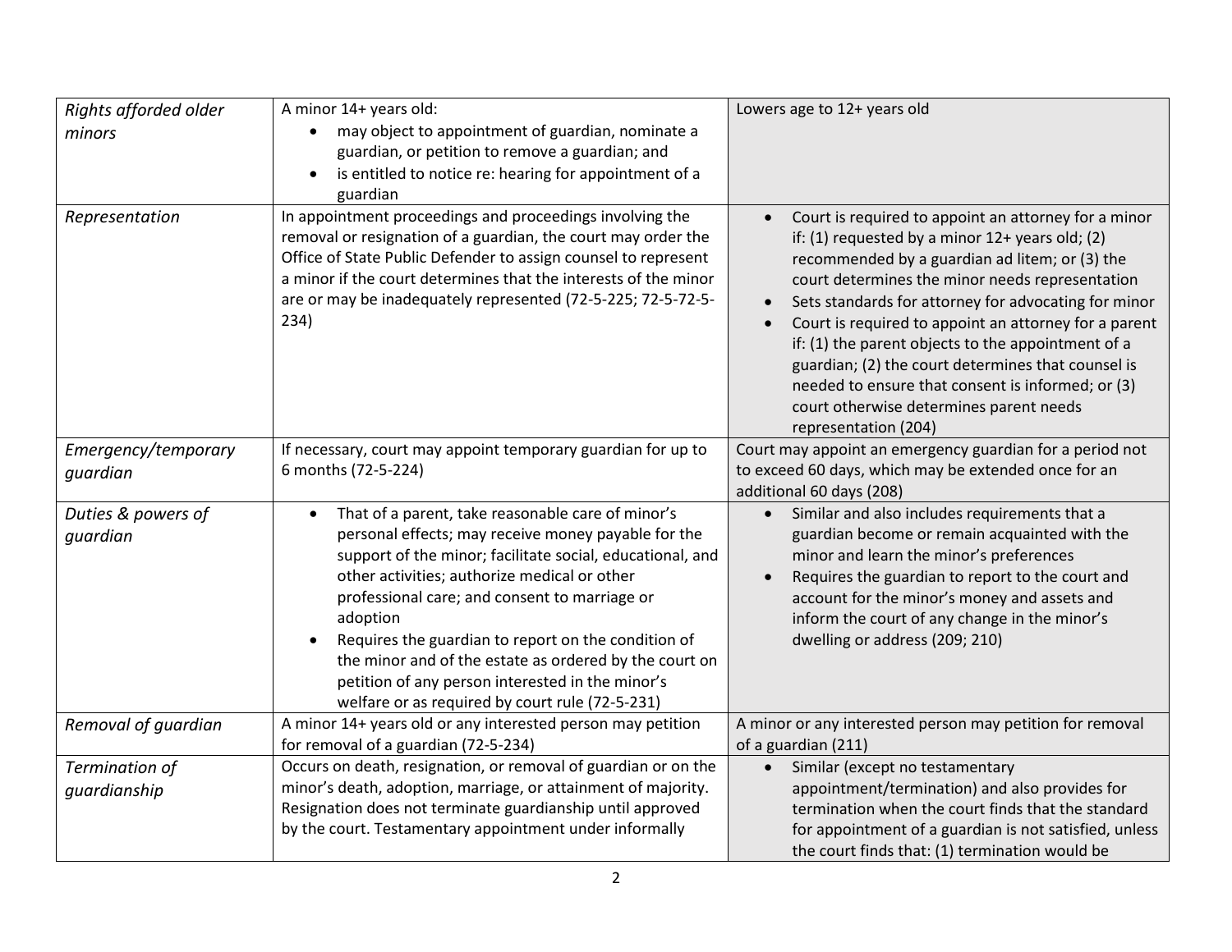| *Rights afforded older minors* | A minor 14+ years old:<br>• may object to appointment of guardian, nominate a guardian, or petition to remove a guardian; and<br>• is entitled to notice re: hearing for appointment of a guardian | Lowers age to 12+ years old |
|---|---|---|
| *Representation* | In appointment proceedings and proceedings involving the removal or resignation of a guardian, the court may order the Office of State Public Defender to assign counsel to represent a minor if the court determines that the interests of the minor are or may be inadequately represented (72-5-225; 72-5-72-5-234) | • Court is required to appoint an attorney for a minor if: (1) requested by a minor 12+ years old; (2) recommended by a guardian ad litem; or (3) the court determines the minor needs representation<br>• Sets standards for attorney for advocating for minor<br>• Court is required to appoint an attorney for a parent if: (1) the parent objects to the appointment of a guardian; (2) the court determines that counsel is needed to ensure that consent is informed; or (3) court otherwise determines parent needs representation (204) |
| *Emergency/temporary guardian* | If necessary, court may appoint temporary guardian for up to 6 months (72-5-224) | Court may appoint an emergency guardian for a period not to exceed 60 days, which may be extended once for an additional 60 days (208) |
| *Duties & powers of guardian* | • That of a parent, take reasonable care of minor's personal effects; may receive money payable for the support of the minor; facilitate social, educational, and other activities; authorize medical or other professional care; and consent to marriage or adoption<br>• Requires the guardian to report on the condition of the minor and of the estate as ordered by the court on petition of any person interested in the minor's welfare or as required by court rule (72-5-231) | • Similar and also includes requirements that a guardian become or remain acquainted with the minor and learn the minor's preferences<br>• Requires the guardian to report to the court and account for the minor's money and assets and inform the court of any change in the minor's dwelling or address (209; 210) |
| *Removal of guardian* | A minor 14+ years old or any interested person may petition for removal of a guardian (72-5-234) | A minor or any interested person may petition for removal of a guardian (211) |
| *Termination of guardianship* | Occurs on death, resignation, or removal of guardian or on the minor's death, adoption, marriage, or attainment of majority. Resignation does not terminate guardianship until approved by the court. Testamentary appointment under informally | • Similar (except no testamentary appointment/termination) and also provides for termination when the court finds that the standard for appointment of a guardian is not satisfied, unless the court finds that: (1) termination would be |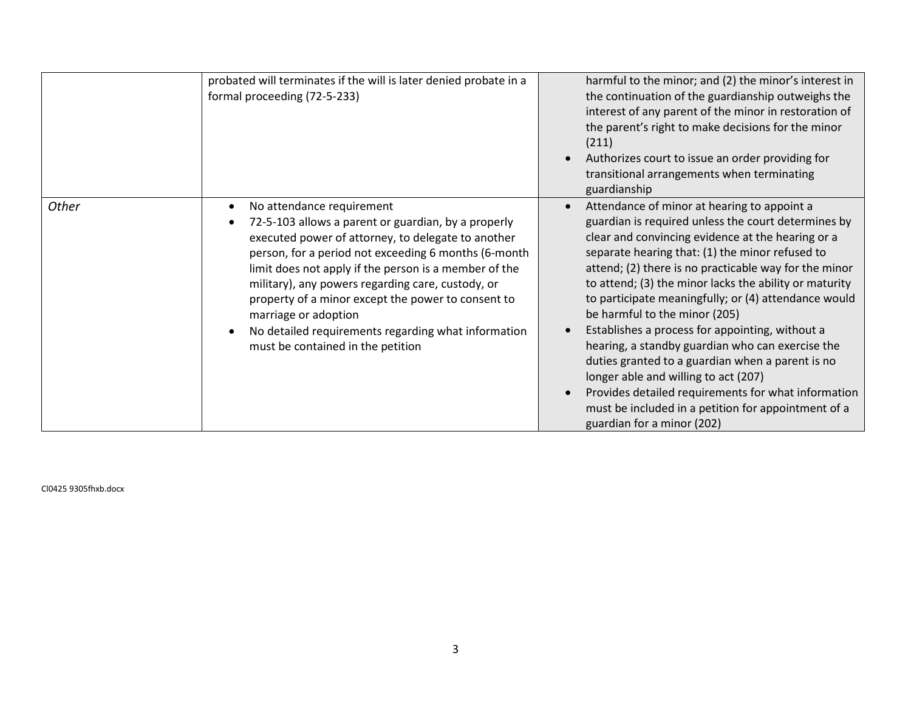| | | |
|---|---|---|
| | probated will terminates if the will is later denied probate in a formal proceeding (72-5-233) | harmful to the minor; and (2) the minor's interest in the continuation of the guardianship outweighs the interest of any parent of the minor in restoration of the parent's right to make decisions for the minor (211)<br>• Authorizes court to issue an order providing for transitional arrangements when terminating guardianship |
| *Other* | • No attendance requirement<br>• 72-5-103 allows a parent or guardian, by a properly executed power of attorney, to delegate to another person, for a period not exceeding 6 months (6-month limit does not apply if the person is a member of the military), any powers regarding care, custody, or property of a minor except the power to consent to marriage or adoption<br>• No detailed requirements regarding what information must be contained in the petition | • Attendance of minor at hearing to appoint a guardian is required unless the court determines by clear and convincing evidence at the hearing or a separate hearing that: (1) the minor refused to attend; (2) there is no practicable way for the minor to attend; (3) the minor lacks the ability or maturity to participate meaningfully; or (4) attendance would be harmful to the minor (205)<br>• Establishes a process for appointing, without a hearing, a standby guardian who can exercise the duties granted to a guardian when a parent is no longer able and willing to act (207)<br>• Provides detailed requirements for what information must be included in a petition for appointment of a guardian for a minor (202) |

Cl0425 9305fhxb.docx